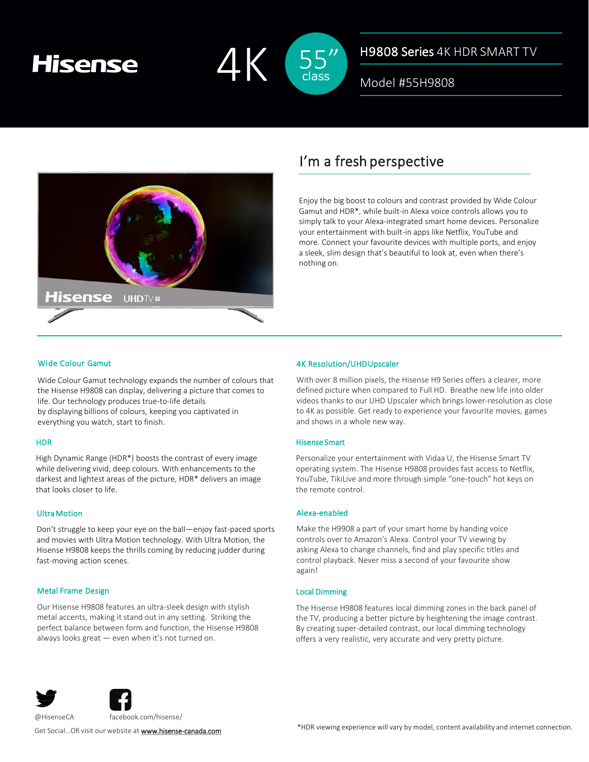# Hisense

4K 55" class

## H9808 Series 4K HDR SMART TV

Model #55H9808

## I'm a fresh perspective

Enjoy the big boost to colours and contrast provided by Wide Colour Gamut and HDR*, while built-in Alexa voice controls allows you to simply talk to your Alexa-integrated smart home devices. Personalize your entertainment with built-in apps like Netflix, YouTube and more. Connect your favourite devices with multiple ports, and enjoy a sleek, slim design that's beautiful to look at, even when there's nothing on.

### Wide Colour Gamut

Wide Colour Gamut technology expands the number of colours that the Hisense H9808 can display, delivering a picture that comes to life. Our technology produces true-to-life details by displaying billions of colours, keeping you captivated in everything you watch, start to finish.

### HDR

High Dynamic Range (HDR*) boosts the contrast of every image while delivering vivid, deep colours. With enhancements to the darkest and lightest areas of the picture, HDR* delivers an image that looks closer to life.

### Ultra Motion

Don't struggle to keep your eye on the ball—enjoy fast-paced sports and movies with Ultra Motion technology. With Ultra Motion, the Hisense H9808 keeps the thrills coming by reducing judder during fast-moving action scenes.

### Metal Frame Design

Our Hisense H9808 features an ultra-sleek design with stylish metal accents, making it stand out in any setting. Striking the perfect balance between form and function, the Hisense H9808 always looks great — even when it's not turned on.

### 4K Resolution/UHD Upscaler

With over 8 million pixels, the Hisense H9 Series offers a clearer, more defined picture when compared to Full HD. Breathe new life into older videos thanks to our UHD Upscaler which brings lower-resolution as close to 4K as possible. Get ready to experience your favourite movies, games and shows in a whole new way.

### Hisense Smart

Personalize your entertainment with Vidaa U, the Hisense Smart TV operating system. The Hisense H9808 provides fast access to Netflix, YouTube, TikiLive and more through simple "one-touch" hot keys on the remote control.

### Alexa-enabled

Make the H9908 a part of your smart home by handing voice controls over to Amazon's Alexa. Control your TV viewing by asking Alexa to change channels, find and play specific titles and control playback. Never miss a second of your favourite show again!

### Local Dimming

The Hisense H9808 features local dimming zones in the back panel of the TV, producing a better picture by heightening the image contrast. By creating super-detailed contrast, our local dimming technology offers a very realistic, very accurate and very pretty picture.

@HisenseCA

facebook.com/hisense/

Get Social...OR visit our website at www.hisense-canada.com

*HDR viewing experience will vary by model, content availability and internet connection.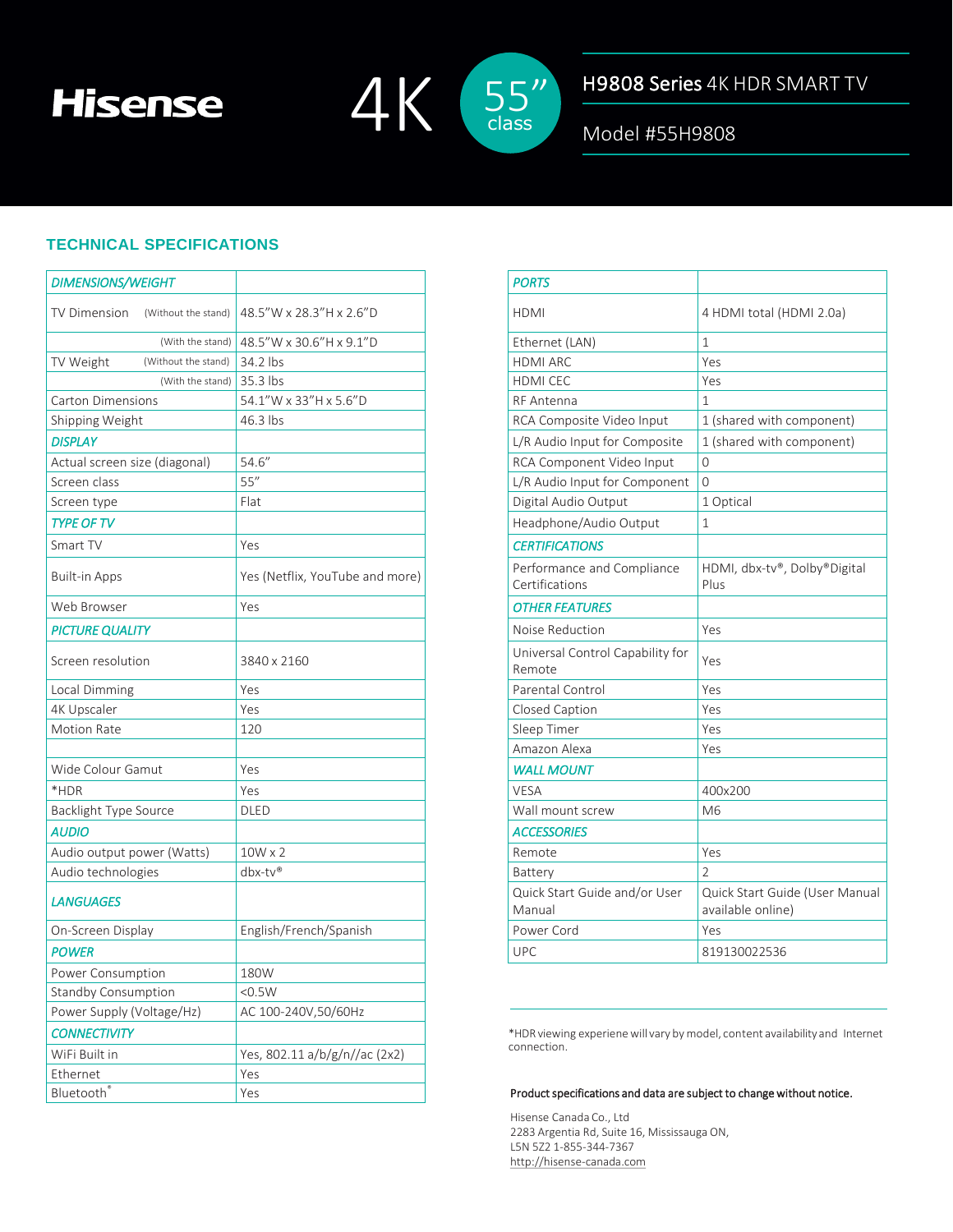# Hisense

4K 55" class

## H9808 Series 4K HDR SMART TV

Model #55H9808

## TECHNICAL SPECIFICATIONS

| | |
|---|---|
| *DIMENSIONS/WEIGHT* | |
| TV Dimension (Without the stand) | 48.5"W x 28.3"H x 2.6"D |
| (With the stand) | 48.5"W x 30.6"H x 9.1"D |
| TV Weight (Without the stand) | 34.2 lbs |
| (With the stand) | 35.3 lbs |
| Carton Dimensions | 54.1"W x 33"H x 5.6"D |
| Shipping Weight | 46.3 lbs |
| *DISPLAY* | |
| Actual screen size (diagonal) | 54.6" |
| Screen class | 55" |
| Screen type | Flat |
| *TYPE OF TV* | |
| Smart TV | Yes |
| Built-in Apps | Yes (Netflix, YouTube and more) |
| Web Browser | Yes |
| *PICTURE QUALITY* | |
| Screen resolution | 3840 x 2160 |
| Local Dimming | Yes |
| 4K Upscaler | Yes |
| Motion Rate | 120 |
| | |
| Wide Colour Gamut | Yes |
| *HDR | Yes |
| Backlight Type Source | DLED |
| *AUDIO* | |
| Audio output power (Watts) | 10W x 2 |
| Audio technologies | dbx-tv® |
| *LANGUAGES* | |
| On-Screen Display | English/French/Spanish |
| *POWER* | |
| Power Consumption | 180W |
| Standby Consumption | <0.5W |
| Power Supply (Voltage/Hz) | AC 100-240V,50/60Hz |
| *CONNECTIVITY* | |
| WiFi Built in | Yes, 802.11 a/b/g/n//ac (2x2) |
| Ethernet | Yes |
| Bluetooth® | Yes |

| | |
|---|---|
| *PORTS* | |
| HDMI | 4 HDMI total (HDMI 2.0a) |
| Ethernet (LAN) | 1 |
| HDMI ARC | Yes |
| HDMI CEC | Yes |
| RF Antenna | 1 |
| RCA Composite Video Input | 1 (shared with component) |
| L/R Audio Input for Composite | 1 (shared with component) |
| RCA Component Video Input | 0 |
| L/R Audio Input for Component | 0 |
| Digital Audio Output | 1 Optical |
| Headphone/Audio Output | 1 |
| *CERTIFICATIONS* | |
| Performance and Compliance Certifications | HDMI, dbx-tv®, Dolby®Digital Plus |
| *OTHER FEATURES* | |
| Noise Reduction | Yes |
| Universal Control Capability for Remote | Yes |
| Parental Control | Yes |
| Closed Caption | Yes |
| Sleep Timer | Yes |
| Amazon Alexa | Yes |
| *WALL MOUNT* | |
| VESA | 400x200 |
| Wall mount screw | M6 |
| *ACCESSORIES* | |
| Remote | Yes |
| Battery | 2 |
| Quick Start Guide and/or User Manual | Quick Start Guide (User Manual available online) |
| Power Cord | Yes |
| UPC | 819130022536 |

*HDR viewing experiene will vary by model, content availability and Internet connection.

**Product specifications and data are subject to change without notice.**

Hisense Canada Co., Ltd
2283 Argentia Rd, Suite 16, Mississauga ON,
L5N 5Z2 1-855-344-7367
http://hisense-canada.com